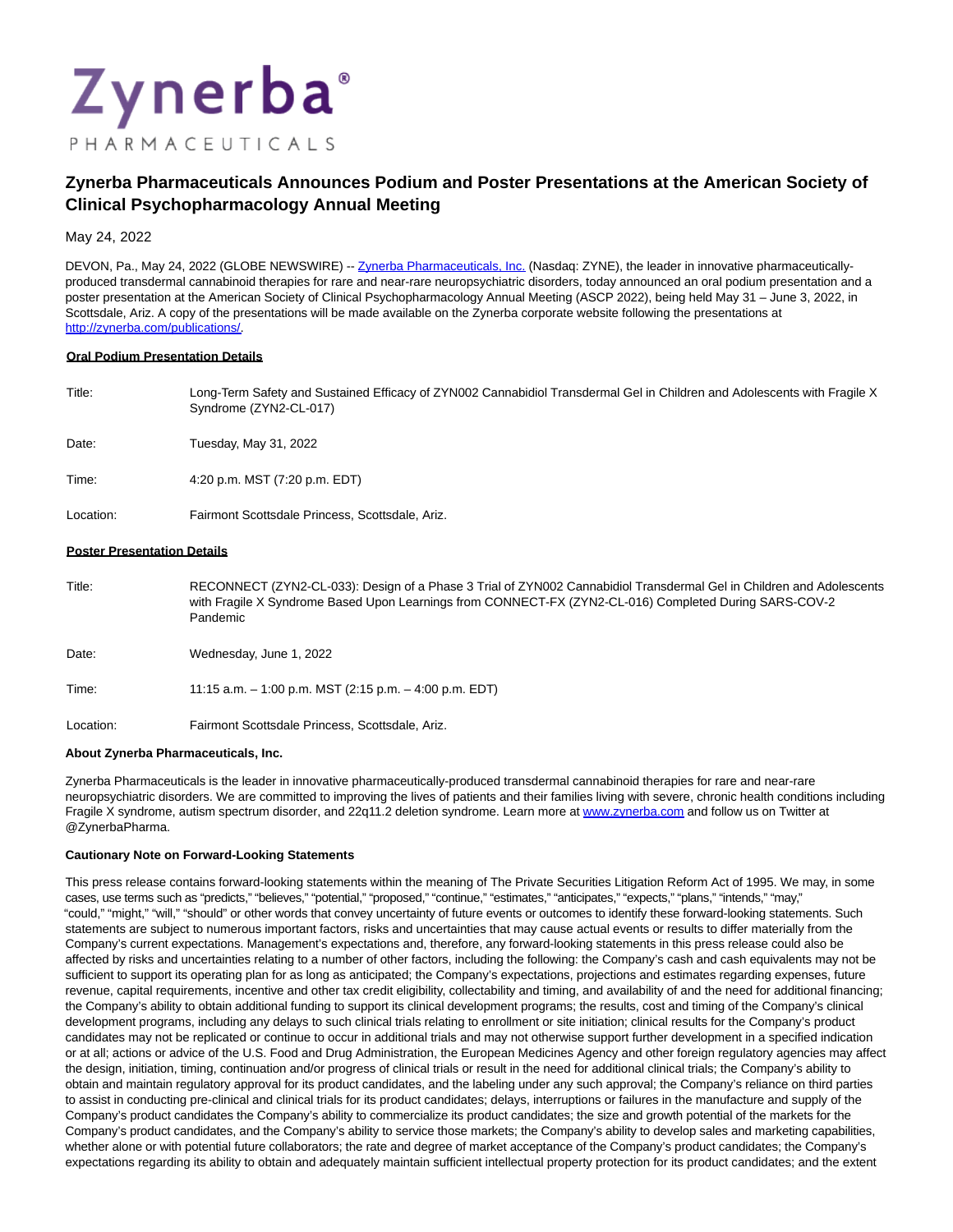# Zynerba Pharmaceuticals Announces Podium and Poster Presentations at the American Society of Clinical Psychopharmacology Annual Meeting

May 24, 2022

DEVON, Pa., May 24, 2022 (GLOBE NEWSWIRE) -- Zynerba Pharmaceuticals, Inc. (Nasdaq: ZYNE), the leader in innovative pharmaceutically-produced transdermal cannabinoid therapies for rare and near-rare neuropsychiatric disorders, today announced an oral podium presentation and a poster presentation at the American Society of Clinical Psychopharmacology Annual Meeting (ASCP 2022), being held May 31 – June 3, 2022, in Scottsdale, Ariz. A copy of the presentations will be made available on the Zynerba corporate website following the presentations at http://zynerba.com/publications/.

**Oral Podium Presentation Details**

| | |
|---|---|
| Title: | Long-Term Safety and Sustained Efficacy of ZYN002 Cannabidiol Transdermal Gel in Children and Adolescents with Fragile X Syndrome (ZYN2-CL-017) |
| Date: | Tuesday, May 31, 2022 |
| Time: | 4:20 p.m. MST (7:20 p.m. EDT) |
| Location: | Fairmont Scottsdale Princess, Scottsdale, Ariz. |

**Poster Presentation Details**

| | |
|---|---|
| Title: | RECONNECT (ZYN2-CL-033): Design of a Phase 3 Trial of ZYN002 Cannabidiol Transdermal Gel in Children and Adolescents with Fragile X Syndrome Based Upon Learnings from CONNECT-FX (ZYN2-CL-016) Completed During SARS-COV-2 Pandemic |
| Date: | Wednesday, June 1, 2022 |
| Time: | 11:15 a.m. – 1:00 p.m. MST (2:15 p.m. – 4:00 p.m. EDT) |
| Location: | Fairmont Scottsdale Princess, Scottsdale, Ariz. |

**About Zynerba Pharmaceuticals, Inc.**

Zynerba Pharmaceuticals is the leader in innovative pharmaceutically-produced transdermal cannabinoid therapies for rare and near-rare neuropsychiatric disorders. We are committed to improving the lives of patients and their families living with severe, chronic health conditions including Fragile X syndrome, autism spectrum disorder, and 22q11.2 deletion syndrome. Learn more at www.zynerba.com and follow us on Twitter at @ZynerbaPharma.

**Cautionary Note on Forward-Looking Statements**

This press release contains forward-looking statements within the meaning of The Private Securities Litigation Reform Act of 1995. We may, in some cases, use terms such as "predicts," "believes," "potential," "proposed," "continue," "estimates," "anticipates," "expects," "plans," "intends," "may," "could," "might," "will," "should" or other words that convey uncertainty of future events or outcomes to identify these forward-looking statements. Such statements are subject to numerous important factors, risks and uncertainties that may cause actual events or results to differ materially from the Company's current expectations. Management's expectations and, therefore, any forward-looking statements in this press release could also be affected by risks and uncertainties relating to a number of other factors, including the following: the Company's cash and cash equivalents may not be sufficient to support its operating plan for as long as anticipated; the Company's expectations, projections and estimates regarding expenses, future revenue, capital requirements, incentive and other tax credit eligibility, collectability and timing, and availability of and the need for additional financing; the Company's ability to obtain additional funding to support its clinical development programs; the results, cost and timing of the Company's clinical development programs, including any delays to such clinical trials relating to enrollment or site initiation; clinical results for the Company's product candidates may not be replicated or continue to occur in additional trials and may not otherwise support further development in a specified indication or at all; actions or advice of the U.S. Food and Drug Administration, the European Medicines Agency and other foreign regulatory agencies may affect the design, initiation, timing, continuation and/or progress of clinical trials or result in the need for additional clinical trials; the Company's ability to obtain and maintain regulatory approval for its product candidates, and the labeling under any such approval; the Company's reliance on third parties to assist in conducting pre-clinical and clinical trials for its product candidates; delays, interruptions or failures in the manufacture and supply of the Company's product candidates the Company's ability to commercialize its product candidates; the size and growth potential of the markets for the Company's product candidates, and the Company's ability to service those markets; the Company's ability to develop sales and marketing capabilities, whether alone or with potential future collaborators; the rate and degree of market acceptance of the Company's product candidates; the Company's expectations regarding its ability to obtain and adequately maintain sufficient intellectual property protection for its product candidates; and the extent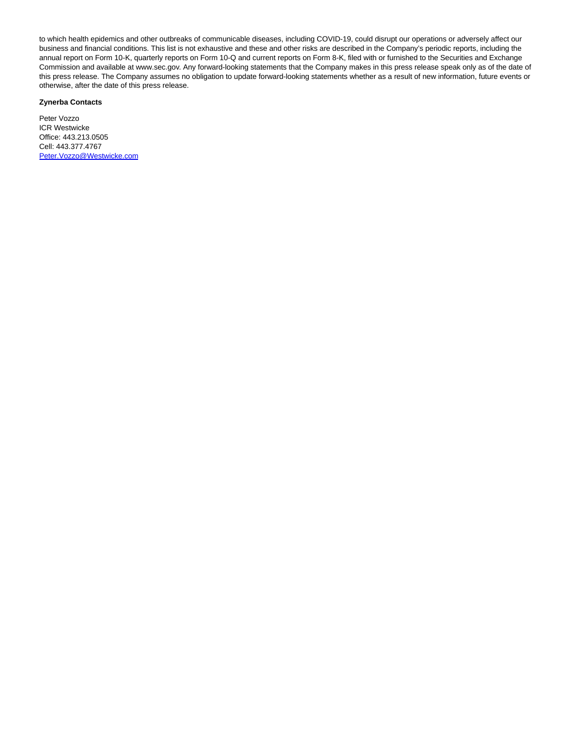to which health epidemics and other outbreaks of communicable diseases, including COVID-19, could disrupt our operations or adversely affect our business and financial conditions. This list is not exhaustive and these and other risks are described in the Company's periodic reports, including the annual report on Form 10-K, quarterly reports on Form 10-Q and current reports on Form 8-K, filed with or furnished to the Securities and Exchange Commission and available at www.sec.gov. Any forward-looking statements that the Company makes in this press release speak only as of the date of this press release. The Company assumes no obligation to update forward-looking statements whether as a result of new information, future events or otherwise, after the date of this press release.

**Zynerba Contacts**

Peter Vozzo
ICR Westwicke
Office: 443.213.0505
Cell: 443.377.4767
[Peter.Vozzo@Westwicke.com](mailto:Peter.Vozzo@Westwicke.com)